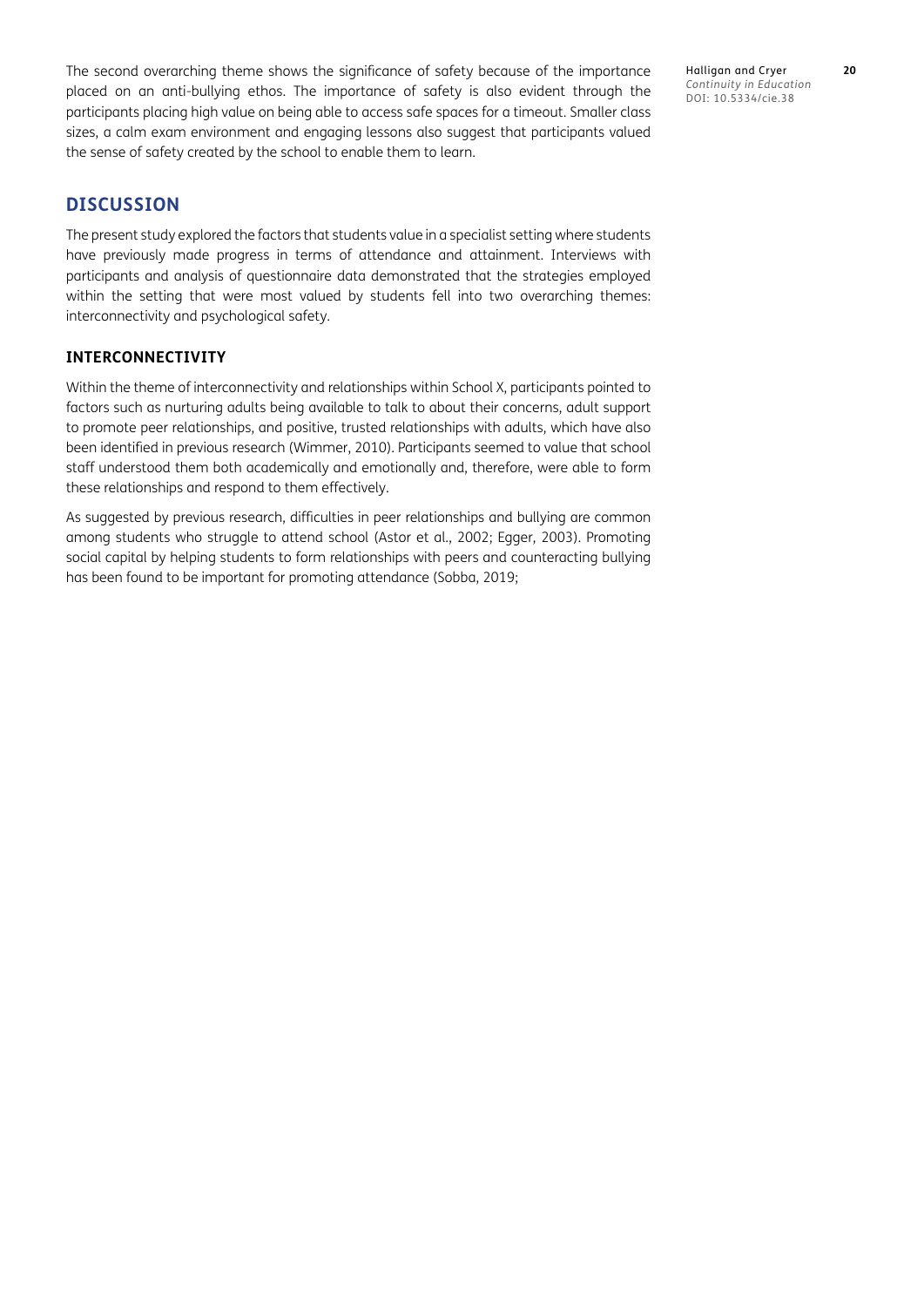The second overarching theme shows the significance of safety because of the importance placed on an anti-bullying ethos. The importance of safety is also evident through the participants placing high value on being able to access safe spaces for a timeout. Smaller class sizes, a calm exam environment and engaging lessons also suggest that participants valued the sense of safety created by the school to enable them to learn.

## DISCUSSION

The present study explored the factors that students value in a specialist setting where students have previously made progress in terms of attendance and attainment. Interviews with participants and analysis of questionnaire data demonstrated that the strategies employed within the setting that were most valued by students fell into two overarching themes: interconnectivity and psychological safety.

### INTERCONNECTIVITY

Within the theme of interconnectivity and relationships within School X, participants pointed to factors such as nurturing adults being available to talk to about their concerns, adult support to promote peer relationships, and positive, trusted relationships with adults, which have also been identified in previous research (Wimmer, 2010). Participants seemed to value that school staff understood them both academically and emotionally and, therefore, were able to form these relationships and respond to them effectively.

As suggested by previous research, difficulties in peer relationships and bullying are common among students who struggle to attend school (Astor et al., 2002; Egger, 2003). Promoting social capital by helping students to form relationships with peers and counteracting bullying has been found to be important for promoting attendance (Sobba, 2019;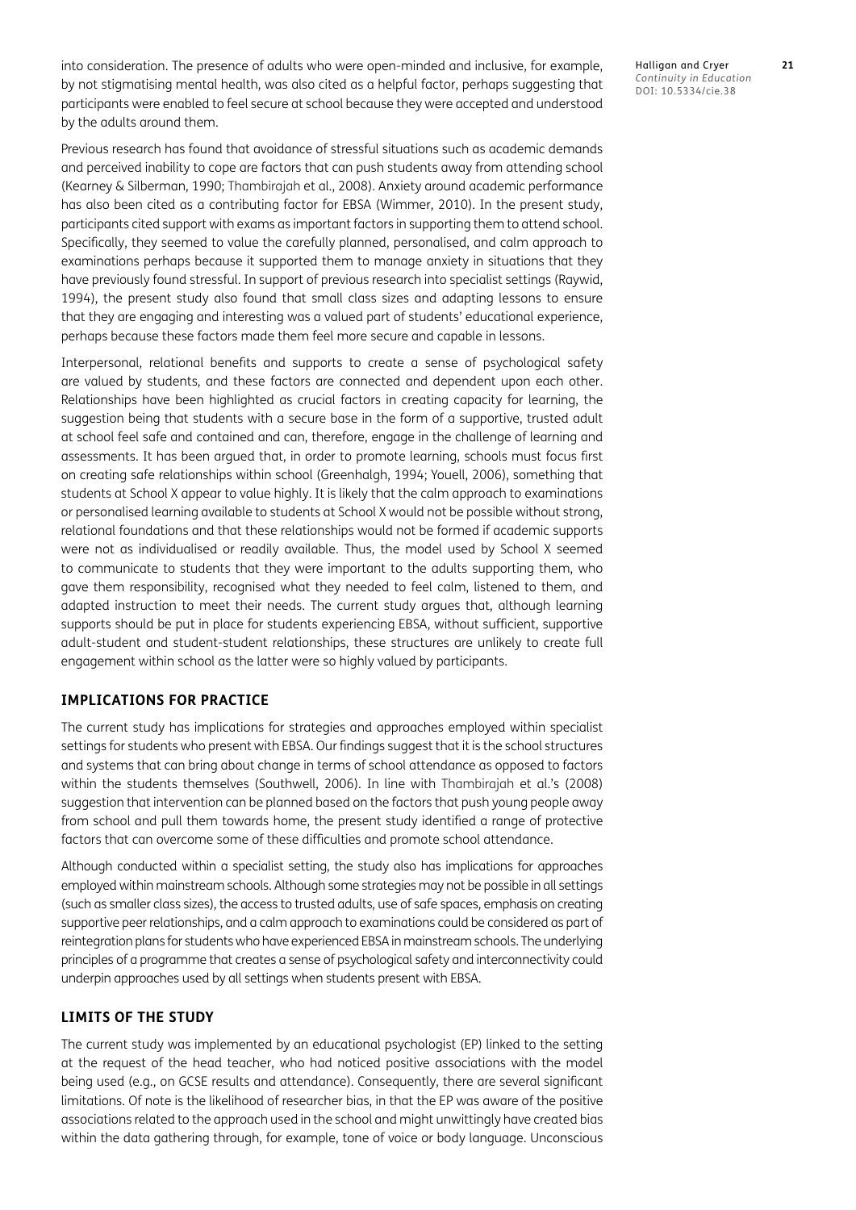into consideration. The presence of adults who were open-minded and inclusive, for example, by not stigmatising mental health, was also cited as a helpful factor, perhaps suggesting that participants were enabled to feel secure at school because they were accepted and understood by the adults around them.

Previous research has found that avoidance of stressful situations such as academic demands and perceived inability to cope are factors that can push students away from attending school (Kearney & Silberman, 1990; Thambirajah et al., 2008). Anxiety around academic performance has also been cited as a contributing factor for EBSA (Wimmer, 2010). In the present study, participants cited support with exams as important factors in supporting them to attend school. Specifically, they seemed to value the carefully planned, personalised, and calm approach to examinations perhaps because it supported them to manage anxiety in situations that they have previously found stressful. In support of previous research into specialist settings (Raywid, 1994), the present study also found that small class sizes and adapting lessons to ensure that they are engaging and interesting was a valued part of students' educational experience, perhaps because these factors made them feel more secure and capable in lessons.

Interpersonal, relational benefits and supports to create a sense of psychological safety are valued by students, and these factors are connected and dependent upon each other. Relationships have been highlighted as crucial factors in creating capacity for learning, the suggestion being that students with a secure base in the form of a supportive, trusted adult at school feel safe and contained and can, therefore, engage in the challenge of learning and assessments. It has been argued that, in order to promote learning, schools must focus first on creating safe relationships within school (Greenhalgh, 1994; Youell, 2006), something that students at School X appear to value highly. It is likely that the calm approach to examinations or personalised learning available to students at School X would not be possible without strong, relational foundations and that these relationships would not be formed if academic supports were not as individualised or readily available. Thus, the model used by School X seemed to communicate to students that they were important to the adults supporting them, who gave them responsibility, recognised what they needed to feel calm, listened to them, and adapted instruction to meet their needs. The current study argues that, although learning supports should be put in place for students experiencing EBSA, without sufficient, supportive adult-student and student-student relationships, these structures are unlikely to create full engagement within school as the latter were so highly valued by participants.

## IMPLICATIONS FOR PRACTICE

The current study has implications for strategies and approaches employed within specialist settings for students who present with EBSA. Our findings suggest that it is the school structures and systems that can bring about change in terms of school attendance as opposed to factors within the students themselves (Southwell, 2006). In line with Thambirajah et al.'s (2008) suggestion that intervention can be planned based on the factors that push young people away from school and pull them towards home, the present study identified a range of protective factors that can overcome some of these difficulties and promote school attendance.

Although conducted within a specialist setting, the study also has implications for approaches employed within mainstream schools. Although some strategies may not be possible in all settings (such as smaller class sizes), the access to trusted adults, use of safe spaces, emphasis on creating supportive peer relationships, and a calm approach to examinations could be considered as part of reintegration plans for students who have experienced EBSA in mainstream schools. The underlying principles of a programme that creates a sense of psychological safety and interconnectivity could underpin approaches used by all settings when students present with EBSA.

## LIMITS OF THE STUDY

The current study was implemented by an educational psychologist (EP) linked to the setting at the request of the head teacher, who had noticed positive associations with the model being used (e.g., on GCSE results and attendance). Consequently, there are several significant limitations. Of note is the likelihood of researcher bias, in that the EP was aware of the positive associations related to the approach used in the school and might unwittingly have created bias within the data gathering through, for example, tone of voice or body language. Unconscious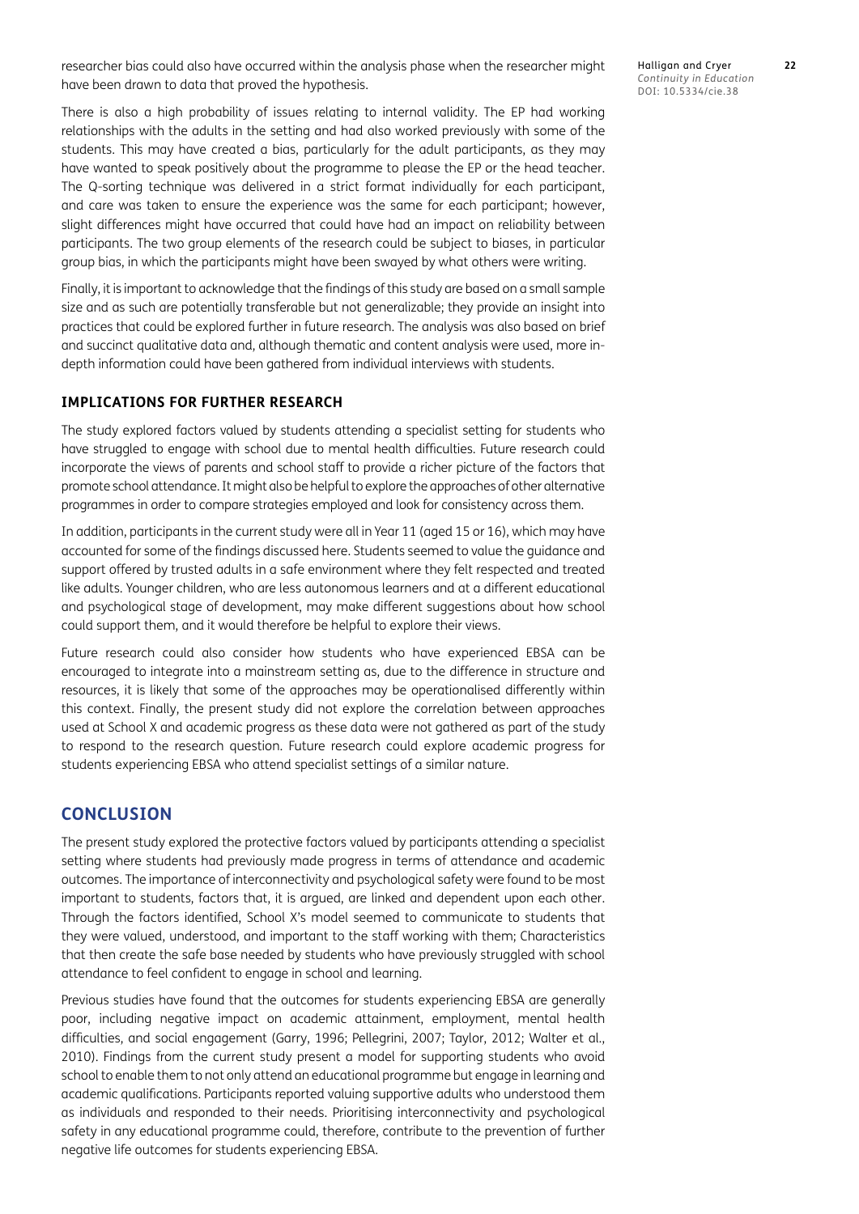researcher bias could also have occurred within the analysis phase when the researcher might have been drawn to data that proved the hypothesis.

There is also a high probability of issues relating to internal validity. The EP had working relationships with the adults in the setting and had also worked previously with some of the students. This may have created a bias, particularly for the adult participants, as they may have wanted to speak positively about the programme to please the EP or the head teacher. The Q-sorting technique was delivered in a strict format individually for each participant, and care was taken to ensure the experience was the same for each participant; however, slight differences might have occurred that could have had an impact on reliability between participants. The two group elements of the research could be subject to biases, in particular group bias, in which the participants might have been swayed by what others were writing.

Finally, it is important to acknowledge that the findings of this study are based on a small sample size and as such are potentially transferable but not generalizable; they provide an insight into practices that could be explored further in future research. The analysis was also based on brief and succinct qualitative data and, although thematic and content analysis were used, more in-depth information could have been gathered from individual interviews with students.

### IMPLICATIONS FOR FURTHER RESEARCH

The study explored factors valued by students attending a specialist setting for students who have struggled to engage with school due to mental health difficulties. Future research could incorporate the views of parents and school staff to provide a richer picture of the factors that promote school attendance. It might also be helpful to explore the approaches of other alternative programmes in order to compare strategies employed and look for consistency across them.

In addition, participants in the current study were all in Year 11 (aged 15 or 16), which may have accounted for some of the findings discussed here. Students seemed to value the guidance and support offered by trusted adults in a safe environment where they felt respected and treated like adults. Younger children, who are less autonomous learners and at a different educational and psychological stage of development, may make different suggestions about how school could support them, and it would therefore be helpful to explore their views.

Future research could also consider how students who have experienced EBSA can be encouraged to integrate into a mainstream setting as, due to the difference in structure and resources, it is likely that some of the approaches may be operationalised differently within this context. Finally, the present study did not explore the correlation between approaches used at School X and academic progress as these data were not gathered as part of the study to respond to the research question. Future research could explore academic progress for students experiencing EBSA who attend specialist settings of a similar nature.

## CONCLUSION

The present study explored the protective factors valued by participants attending a specialist setting where students had previously made progress in terms of attendance and academic outcomes. The importance of interconnectivity and psychological safety were found to be most important to students, factors that, it is argued, are linked and dependent upon each other. Through the factors identified, School X's model seemed to communicate to students that they were valued, understood, and important to the staff working with them; Characteristics that then create the safe base needed by students who have previously struggled with school attendance to feel confident to engage in school and learning.

Previous studies have found that the outcomes for students experiencing EBSA are generally poor, including negative impact on academic attainment, employment, mental health difficulties, and social engagement (Garry, 1996; Pellegrini, 2007; Taylor, 2012; Walter et al., 2010). Findings from the current study present a model for supporting students who avoid school to enable them to not only attend an educational programme but engage in learning and academic qualifications. Participants reported valuing supportive adults who understood them as individuals and responded to their needs. Prioritising interconnectivity and psychological safety in any educational programme could, therefore, contribute to the prevention of further negative life outcomes for students experiencing EBSA.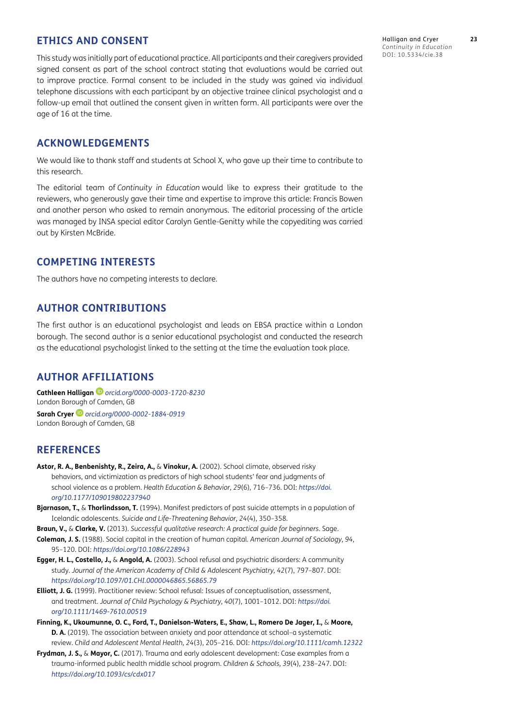## ETHICS AND CONSENT

This study was initially part of educational practice. All participants and their caregivers provided signed consent as part of the school contract stating that evaluations would be carried out to improve practice. Formal consent to be included in the study was gained via individual telephone discussions with each participant by an objective trainee clinical psychologist and a follow-up email that outlined the consent given in written form. All participants were over the age of 16 at the time.

## ACKNOWLEDGEMENTS

We would like to thank staff and students at School X, who gave up their time to contribute to this research.

The editorial team of *Continuity in Education* would like to express their gratitude to the reviewers, who generously gave their time and expertise to improve this article: Francis Bowen and another person who asked to remain anonymous. The editorial processing of the article was managed by INSA special editor Carolyn Gentle-Genitty while the copyediting was carried out by Kirsten McBride.

## COMPETING INTERESTS

The authors have no competing interests to declare.

## AUTHOR CONTRIBUTIONS

The first author is an educational psychologist and leads on EBSA practice within a London borough. The second author is a senior educational psychologist and conducted the research as the educational psychologist linked to the setting at the time the evaluation took place.

## AUTHOR AFFILIATIONS

**Cathleen Halligan** *orcid.org/0000-0003-1720-8230*
London Borough of Camden, GB

**Sarah Cryer** *orcid.org/0000-0002-1884-0919*
London Borough of Camden, GB

## REFERENCES

**Astor, R. A., Benbenishty, R., Zeira, A.,** & **Vinokur, A.** (2002). School climate, observed risky behaviors, and victimization as predictors of high school students' fear and judgments of school violence as a problem. *Health Education & Behavior, 29*(6), 716–736. DOI: *https://doi.org/10.1177/109019802237940*

**Bjarnason, T.,** & **Thorlindsson, T.** (1994). Manifest predictors of past suicide attempts in a population of Icelandic adolescents. *Suicide and Life-Threatening Behavior, 24*(4), 350–358.

**Braun, V.,** & **Clarke, V.** (2013). *Successful qualitative research: A practical guide for beginners*. Sage.

**Coleman, J. S.** (1988). Social capital in the creation of human capital. *American Journal of Sociology, 94*, 95–120. DOI: *https://doi.org/10.1086/228943*

**Egger, H. L., Costello, J.,** & **Angold, A.** (2003). School refusal and psychiatric disorders: A community study. *Journal of the American Academy of Child & Adolescent Psychiatry, 42*(7), 797–807. DOI: *https://doi.org/10.1097/01.CHI.0000046865.56865.79*

**Elliott, J. G.** (1999). Practitioner review: School refusal: Issues of conceptualisation, assessment, and treatment. *Journal of Child Psychology & Psychiatry, 40*(7), 1001–1012. DOI: *https://doi.org/10.1111/1469-7610.00519*

**Finning, K., Ukoumunne, O. C., Ford, T., Danielson-Waters, E., Shaw, L., Romero De Jager, I.,** & **Moore, D. A.** (2019). The association between anxiety and poor attendance at school–a systematic review. *Child and Adolescent Mental Health, 24*(3), 205–216. DOI: *https://doi.org/10.1111/camh.12322*

**Frydman, J. S.,** & **Mayor, C.** (2017). Trauma and early adolescent development: Case examples from a trauma-informed public health middle school program. *Children & Schools, 39*(4), 238–247. DOI: *https://doi.org/10.1093/cs/cdx017*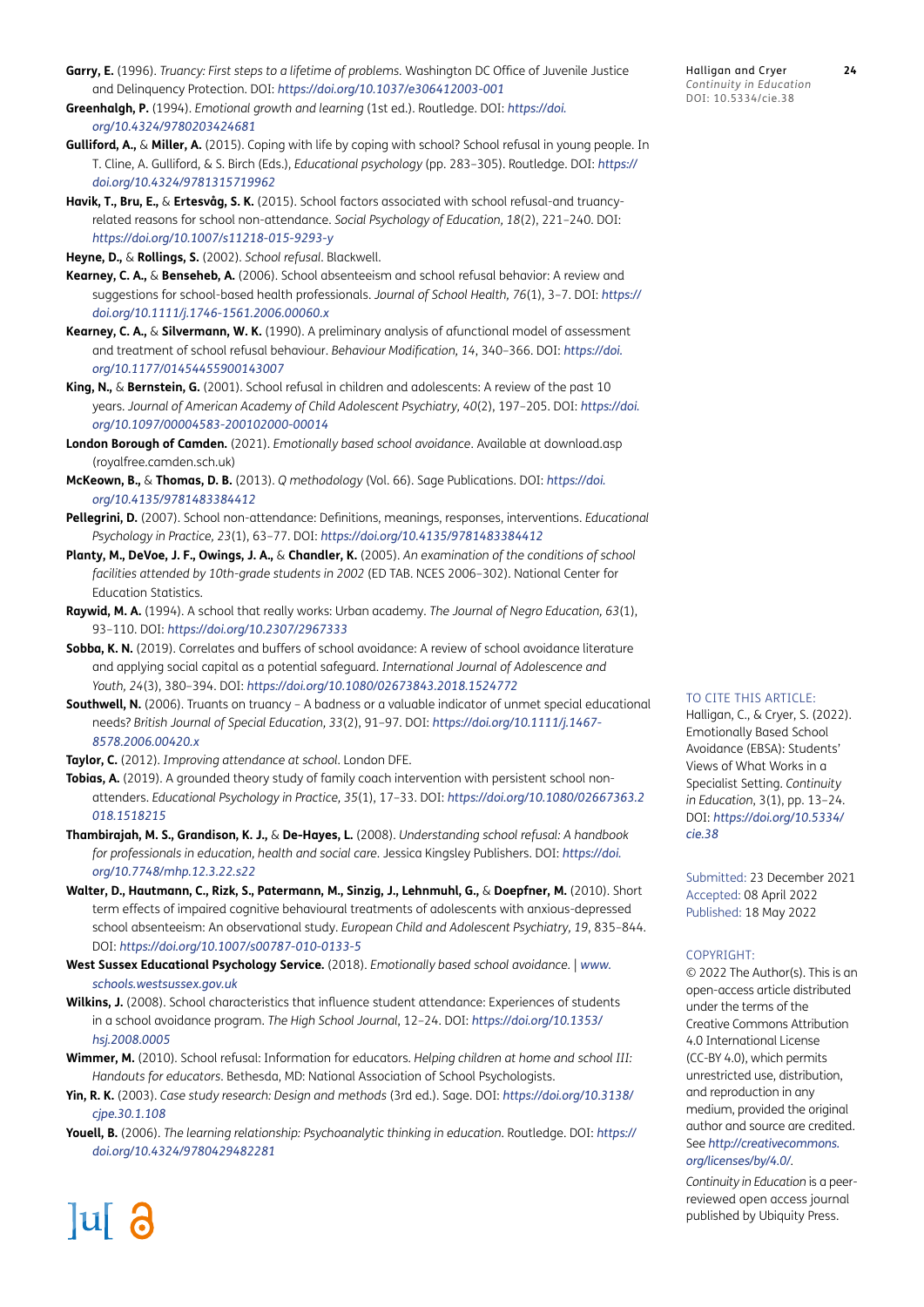**Garry, E.** (1996). *Truancy: First steps to a lifetime of problems.* Washington DC Office of Juvenile Justice and Delinquency Protection. DOI: *https://doi.org/10.1037/e306412003-001*

**Greenhalgh, P.** (1994). *Emotional growth and learning* (1st ed.). Routledge. DOI: *https://doi.org/10.4324/9780203424681*

**Gulliford, A.,** & **Miller, A.** (2015). Coping with life by coping with school? School refusal in young people. In T. Cline, A. Gulliford, & S. Birch (Eds.), *Educational psychology* (pp. 283–305). Routledge. DOI: *https://doi.org/10.4324/9781315719962*

**Havik, T., Bru, E.,** & **Ertesvåg, S. K.** (2015). School factors associated with school refusal-and truancy-related reasons for school non-attendance. *Social Psychology of Education, 18*(2), 221–240. DOI: *https://doi.org/10.1007/s11218-015-9293-y*

**Heyne, D.,** & **Rollings, S.** (2002). *School refusal.* Blackwell.

**Kearney, C. A.,** & **Benseheb, A.** (2006). School absenteeism and school refusal behavior: A review and suggestions for school-based health professionals. *Journal of School Health, 76*(1), 3–7. DOI: *https://doi.org/10.1111/j.1746-1561.2006.00060.x*

**Kearney, C. A.,** & **Silvermann, W. K.** (1990). A preliminary analysis of afunctional model of assessment and treatment of school refusal behaviour. *Behaviour Modification, 14*, 340–366. DOI: *https://doi.org/10.1177/01454455900143007*

**King, N.,** & **Bernstein, G.** (2001). School refusal in children and adolescents: A review of the past 10 years. *Journal of American Academy of Child Adolescent Psychiatry, 40*(2), 197–205. DOI: *https://doi.org/10.1097/00004583-200102000-00014*

**London Borough of Camden.** (2021). *Emotionally based school avoidance*. Available at download.asp (royalfree.camden.sch.uk)

**McKeown, B.,** & **Thomas, D. B.** (2013). *Q methodology* (Vol. 66). Sage Publications. DOI: *https://doi.org/10.4135/9781483384412*

**Pellegrini, D.** (2007). School non-attendance: Definitions, meanings, responses, interventions. *Educational Psychology in Practice, 23*(1), 63–77. DOI: *https://doi.org/10.4135/9781483384412*

**Planty, M., DeVoe, J. F., Owings, J. A.,** & **Chandler, K.** (2005). *An examination of the conditions of school facilities attended by 10th-grade students in 2002* (ED TAB. NCES 2006–302). National Center for Education Statistics.

**Raywid, M. A.** (1994). A school that really works: Urban academy. *The Journal of Negro Education, 63*(1), 93–110. DOI: *https://doi.org/10.2307/2967333*

**Sobba, K. N.** (2019). Correlates and buffers of school avoidance: A review of school avoidance literature and applying social capital as a potential safeguard. *International Journal of Adolescence and Youth, 24*(3), 380–394. DOI: *https://doi.org/10.1080/02673843.2018.1524772*

**Southwell, N.** (2006). Truants on truancy – A badness or a valuable indicator of unmet special educational needs? *British Journal of Special Education, 33*(2), 91–97. DOI: *https://doi.org/10.1111/j.1467-8578.2006.00420.x*

**Taylor, C.** (2012). *Improving attendance at school*. London DFE.

**Tobias, A.** (2019). A grounded theory study of family coach intervention with persistent school non-attenders. *Educational Psychology in Practice, 35*(1), 17–33. DOI: *https://doi.org/10.1080/02667363.2018.1518215*

**Thambirajah, M. S., Grandison, K. J.,** & **De-Hayes, L.** (2008). *Understanding school refusal: A handbook for professionals in education, health and social care.* Jessica Kingsley Publishers. DOI: *https://doi.org/10.7748/mhp.12.3.22.s22*

**Walter, D., Hautmann, C., Rizk, S., Patermann, M., Sinzig, J., Lehnmuhl, G.,** & **Doepfner, M.** (2010). Short term effects of impaired cognitive behavioural treatments of adolescents with anxious-depressed school absenteeism: An observational study. *European Child and Adolescent Psychiatry, 19*, 835–844. DOI: *https://doi.org/10.1007/s00787-010-0133-5*

**West Sussex Educational Psychology Service.** (2018). *Emotionally based school avoidance.* | *www.schools.westsussex.gov.uk*

**Wilkins, J.** (2008). School characteristics that influence student attendance: Experiences of students in a school avoidance program. *The High School Journal*, 12–24. DOI: *https://doi.org/10.1353/hsj.2008.0005*

**Wimmer, M.** (2010). School refusal: Information for educators. *Helping children at home and school III: Handouts for educators*. Bethesda, MD: National Association of School Psychologists.

**Yin, R. K.** (2003). *Case study research: Design and methods* (3rd ed.). Sage. DOI: *https://doi.org/10.3138/cjpe.30.1.108*

**Youell, B.** (2006). *The learning relationship: Psychoanalytic thinking in education.* Routledge. DOI: *https://doi.org/10.4324/9780429482281*

TO CITE THIS ARTICLE:

Halligan, C., & Cryer, S. (2022). Emotionally Based School Avoidance (EBSA): Students' Views of What Works in a Specialist Setting. *Continuity in Education*, 3(1), pp. 13–24. DOI: *https://doi.org/10.5334/cie.38*

Submitted: 23 December 2021
Accepted: 08 April 2022
Published: 18 May 2022

COPYRIGHT:

© 2022 The Author(s). This is an open-access article distributed under the terms of the Creative Commons Attribution 4.0 International License (CC-BY 4.0), which permits unrestricted use, distribution, and reproduction in any medium, provided the original author and source are credited. See *http://creativecommons.org/licenses/by/4.0/*.

*Continuity in Education* is a peer-reviewed open access journal published by Ubiquity Press.